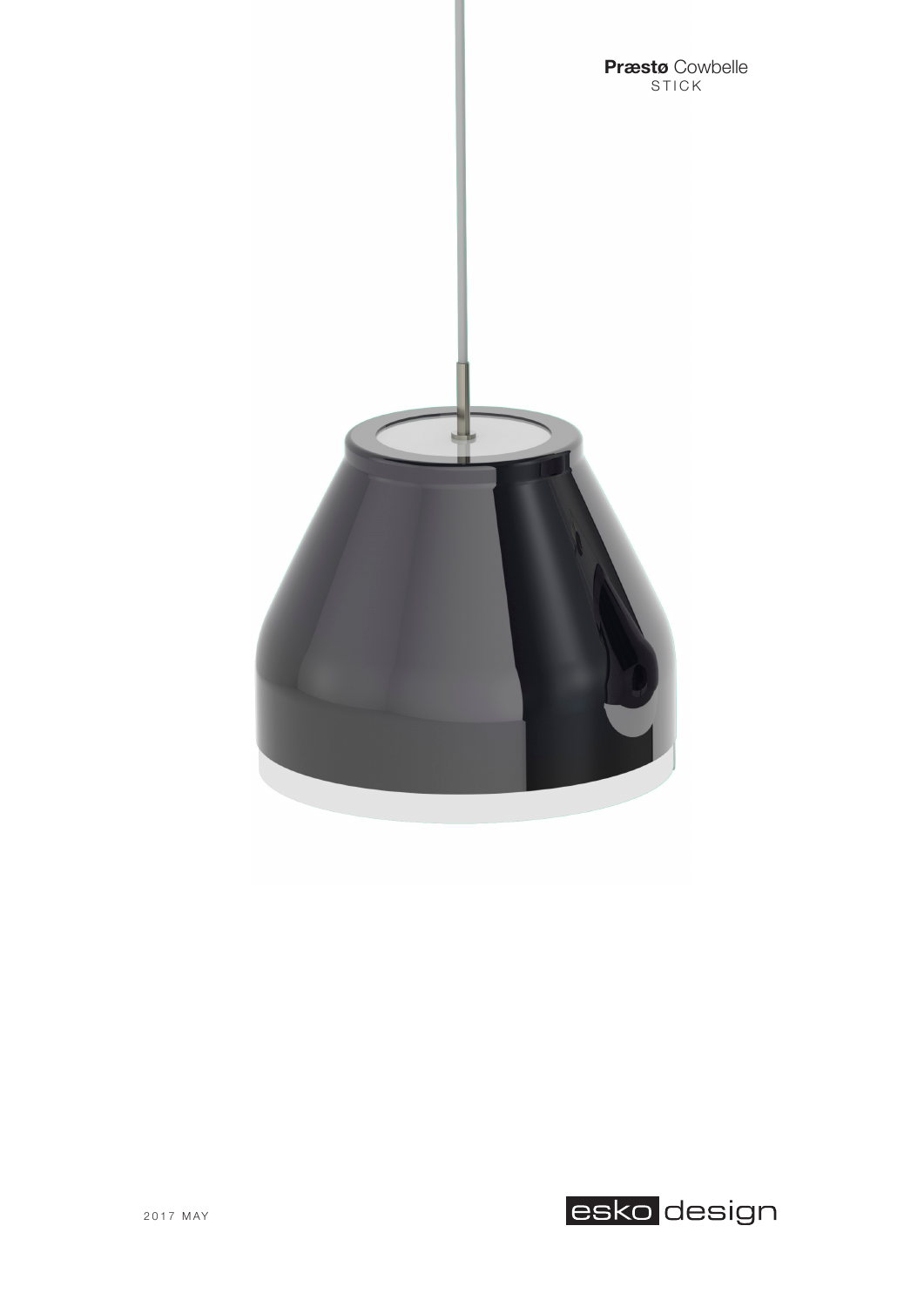**Præstø** Cowbelle
STICK

2017 MAY

esko design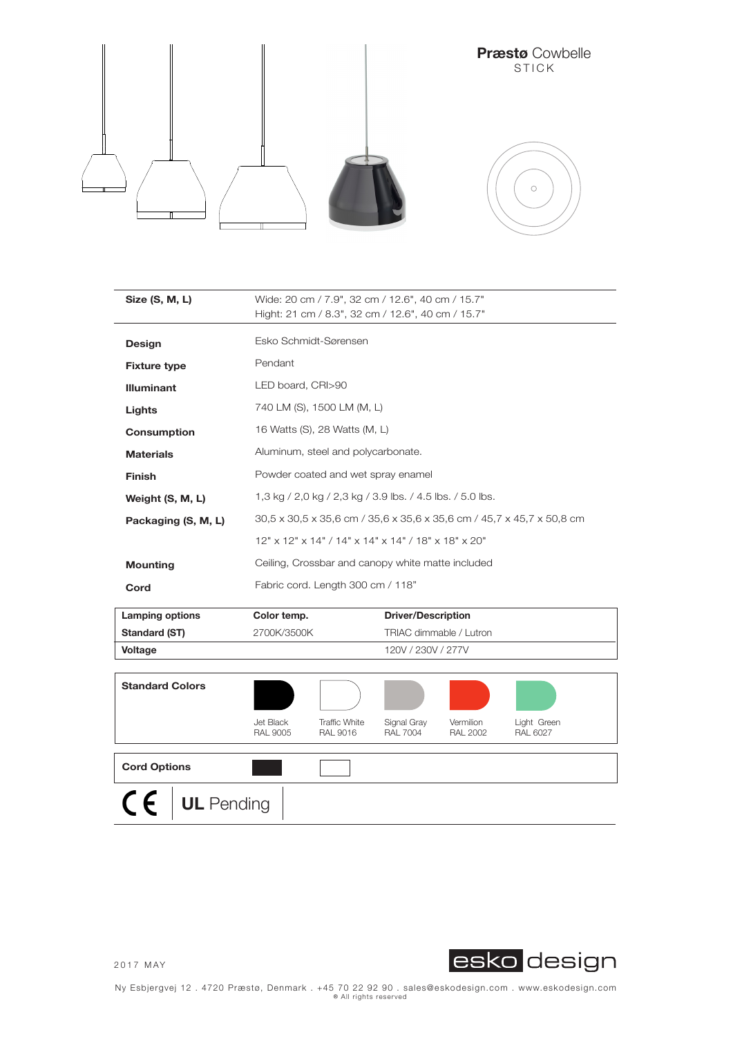# **Præstø** Cowbelle
STICK

| | |
|---|---|
| **Size (S, M, L)** | Wide: 20 cm / 7.9", 32 cm / 12.6", 40 cm / 15.7"<br>Hight: 21 cm / 8.3", 32 cm / 12.6", 40 cm / 15.7" |
| **Design** | Esko Schmidt-Sørensen |
| **Fixture type** | Pendant |
| **Illuminant** | LED board, CRI>90 |
| **Lights** | 740 LM (S), 1500 LM (M, L) |
| **Consumption** | 16 Watts (S), 28 Watts (M, L) |
| **Materials** | Aluminum, steel and polycarbonate. |
| **Finish** | Powder coated and wet spray enamel |
| **Weight (S, M, L)** | 1,3 kg / 2,0 kg / 2,3 kg / 3.9 lbs. / 4.5 lbs. / 5.0 lbs. |
| **Packaging (S, M, L)** | 30,5 x 30,5 x 35,6 cm / 35,6 x 35,6 x 35,6 cm / 45,7 x 45,7 x 50,8 cm |
| | 12" x 12" x 14" / 14" x 14" x 14" / 18" x 18" x 20" |
| **Mounting** | Ceiling, Crossbar and canopy white matte included |
| **Cord** | Fabric cord. Length 300 cm / 118" |

| **Lamping options** | **Color temp.** | **Driver/Description** |
|---|---|---|
| **Standard (ST)** | 2700K/3500K | TRIAC dimmable / Lutron |
| **Voltage** | | 120V / 230V / 277V |

**Standard Colors**

| | | | | |
|---|---|---|---|---|
| Jet Black<br>RAL 9005 | Traffic White<br>RAL 9016 | Signal Gray<br>RAL 7004 | Vermilion<br>RAL 2002 | Light Green<br>RAL 6027 |

**Cord Options**

CE | **UL** Pending

2017 MAY

esko design

Ny Esbjergvej 12 . 4720 Præstø, Denmark . +45 70 22 92 90 . sales@eskodesign.com . www.eskodesign.com
® All rights reserved